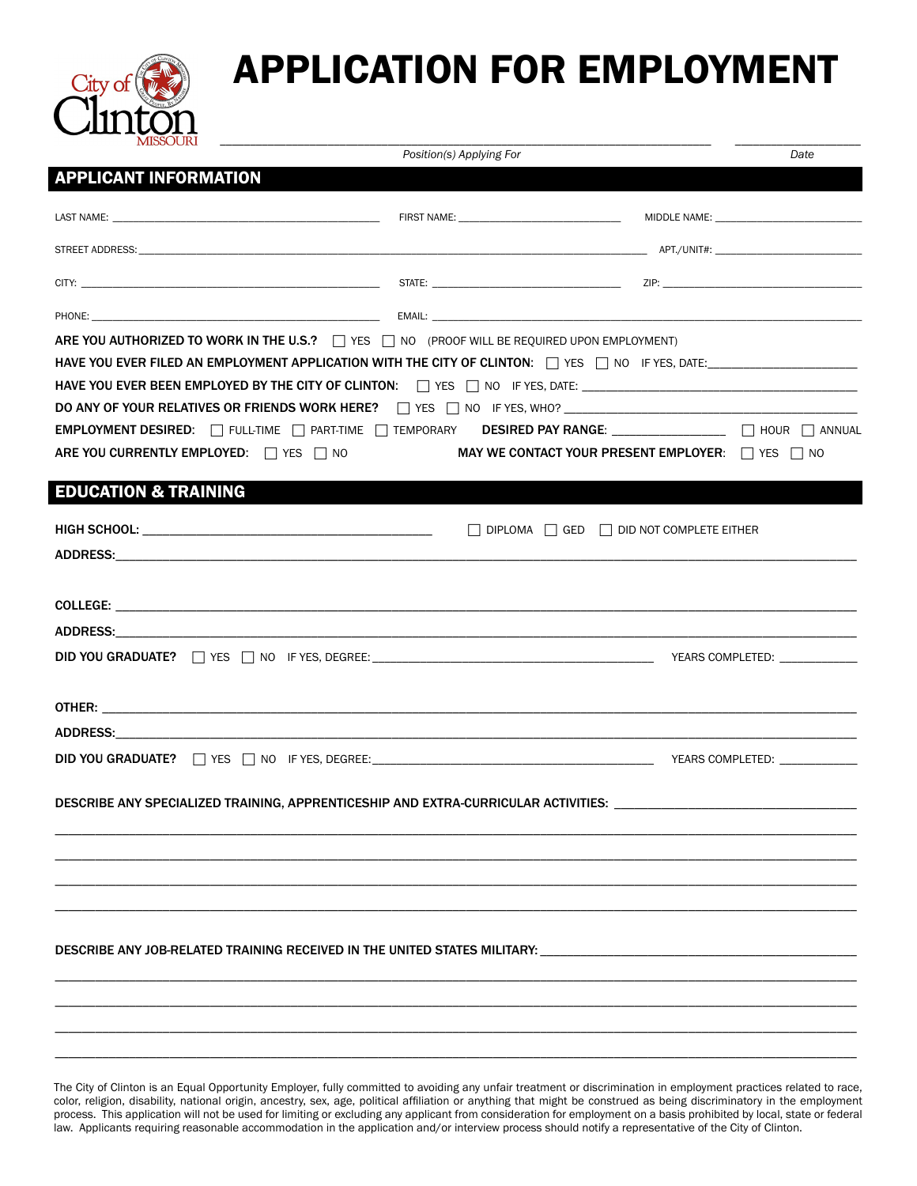City of Clinton MISSOURI

# APPLICATION FOR EMPLOYMENT

_______________________________________________ Position(s) Applying For ______________ Date

## APPLICANT INFORMATION

LAST NAME: ______________________ FIRST NAME: ______________________ MIDDLE NAME: ______________________

STREET ADDRESS: ______________________________________________ APT./UNIT#: ______________________

CITY: ______________________ STATE: ______________________ ZIP: ______________________

PHONE: ______________________ EMAIL: ______________________________________________

ARE YOU AUTHORIZED TO WORK IN THE U.S.? ☐ YES ☐ NO (PROOF WILL BE REQUIRED UPON EMPLOYMENT)

HAVE YOU EVER FILED AN EMPLOYMENT APPLICATION WITH THE CITY OF CLINTON: ☐ YES ☐ NO IF YES, DATE: ______________________

HAVE YOU EVER BEEN EMPLOYED BY THE CITY OF CLINTON: ☐ YES ☐ NO IF YES, DATE: ______________________

DO ANY OF YOUR RELATIVES OR FRIENDS WORK HERE? ☐ YES ☐ NO IF YES, WHO? ______________________

EMPLOYMENT DESIRED: ☐ FULL-TIME ☐ PART-TIME ☐ TEMPORARY DESIRED PAY RANGE: ______________ ☐ HOUR ☐ ANNUAL

ARE YOU CURRENTLY EMPLOYED: ☐ YES ☐ NO MAY WE CONTACT YOUR PRESENT EMPLOYER: ☐ YES ☐ NO

## EDUCATION & TRAINING

HIGH SCHOOL: ______________________ ☐ DIPLOMA ☐ GED ☐ DID NOT COMPLETE EITHER

ADDRESS: ______________________________________________

COLLEGE: ______________________________________________

ADDRESS: ______________________________________________

DID YOU GRADUATE? ☐ YES ☐ NO IF YES, DEGREE: ______________________ YEARS COMPLETED: __________

OTHER: ______________________________________________

ADDRESS: ______________________________________________

DID YOU GRADUATE? ☐ YES ☐ NO IF YES, DEGREE: ______________________ YEARS COMPLETED: __________

DESCRIBE ANY SPECIALIZED TRAINING, APPRENTICESHIP AND EXTRA-CURRICULAR ACTIVITIES: ______________________

______________________________________________

______________________________________________

______________________________________________

______________________________________________

DESCRIBE ANY JOB-RELATED TRAINING RECEIVED IN THE UNITED STATES MILITARY: ______________________

______________________________________________

______________________________________________

______________________________________________

______________________________________________

The City of Clinton is an Equal Opportunity Employer, fully committed to avoiding any unfair treatment or discrimination in employment practices related to race, color, religion, disability, national origin, ancestry, sex, age, political affiliation or anything that might be construed as being discriminatory in the employment process. This application will not be used for limiting or excluding any applicant from consideration for employment on a basis prohibited by local, state or federal law. Applicants requiring reasonable accommodation in the application and/or interview process should notify a representative of the City of Clinton.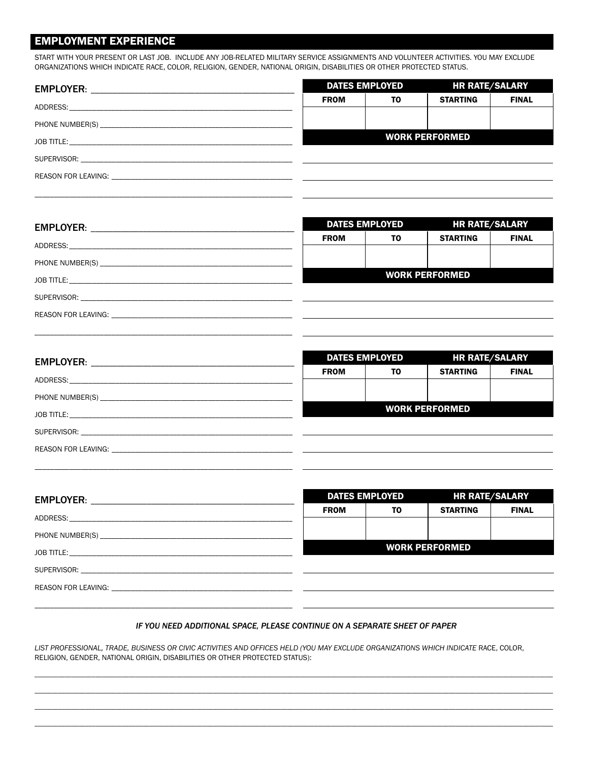## EMPLOYMENT EXPERIENCE

START WITH YOUR PRESENT OR LAST JOB. INCLUDE ANY JOB-RELATED MILITARY SERVICE ASSIGNMENTS AND VOLUNTEER ACTIVITIES. YOU MAY EXCLUDE ORGANIZATIONS WHICH INDICATE RACE, COLOR, RELIGION, GENDER, NATIONAL ORIGIN, DISABILITIES OR OTHER PROTECTED STATUS.

EMPLOYER: ___________________________________________

ADDRESS: ___________________________________________

PHONE NUMBER(S) ___________________________________________

JOB TITLE: ___________________________________________

SUPERVISOR: ___________________________________________

REASON FOR LEAVING: ___________________________________________

___________________________________________

| DATES EMPLOYED | | HR RATE/SALARY | |
|---|---|---|---|
| FROM | TO | STARTING | FINAL |
| | | | |

**WORK PERFORMED**

___________________________________________

___________________________________________

___________________________________________

EMPLOYER: ___________________________________________

ADDRESS: ___________________________________________

PHONE NUMBER(S) ___________________________________________

JOB TITLE: ___________________________________________

SUPERVISOR: ___________________________________________

REASON FOR LEAVING: ___________________________________________

___________________________________________

| DATES EMPLOYED | | HR RATE/SALARY | |
|---|---|---|---|
| FROM | TO | STARTING | FINAL |
| | | | |

**WORK PERFORMED**

___________________________________________

___________________________________________

___________________________________________

EMPLOYER: ___________________________________________

ADDRESS: ___________________________________________

PHONE NUMBER(S) ___________________________________________

JOB TITLE: ___________________________________________

SUPERVISOR: ___________________________________________

REASON FOR LEAVING: ___________________________________________

___________________________________________

| DATES EMPLOYED | | HR RATE/SALARY | |
|---|---|---|---|
| FROM | TO | STARTING | FINAL |
| | | | |

**WORK PERFORMED**

___________________________________________

___________________________________________

___________________________________________

EMPLOYER: ___________________________________________

ADDRESS: ___________________________________________

PHONE NUMBER(S) ___________________________________________

JOB TITLE: ___________________________________________

SUPERVISOR: ___________________________________________

REASON FOR LEAVING: ___________________________________________

___________________________________________

| DATES EMPLOYED | | HR RATE/SALARY | |
|---|---|---|---|
| FROM | TO | STARTING | FINAL |
| | | | |

**WORK PERFORMED**

___________________________________________

___________________________________________

___________________________________________

*IF YOU NEED ADDITIONAL SPACE, PLEASE CONTINUE ON A SEPARATE SHEET OF PAPER*

*LIST PROFESSIONAL, TRADE, BUSINESS OR CIVIC ACTIVITIES AND OFFICES HELD (YOU MAY EXCLUDE ORGANIZATIONS WHICH INDICATE* RACE, COLOR, RELIGION, GENDER, NATIONAL ORIGIN, DISABILITIES OR OTHER PROTECTED STATUS):

___________________________________________

___________________________________________

___________________________________________

___________________________________________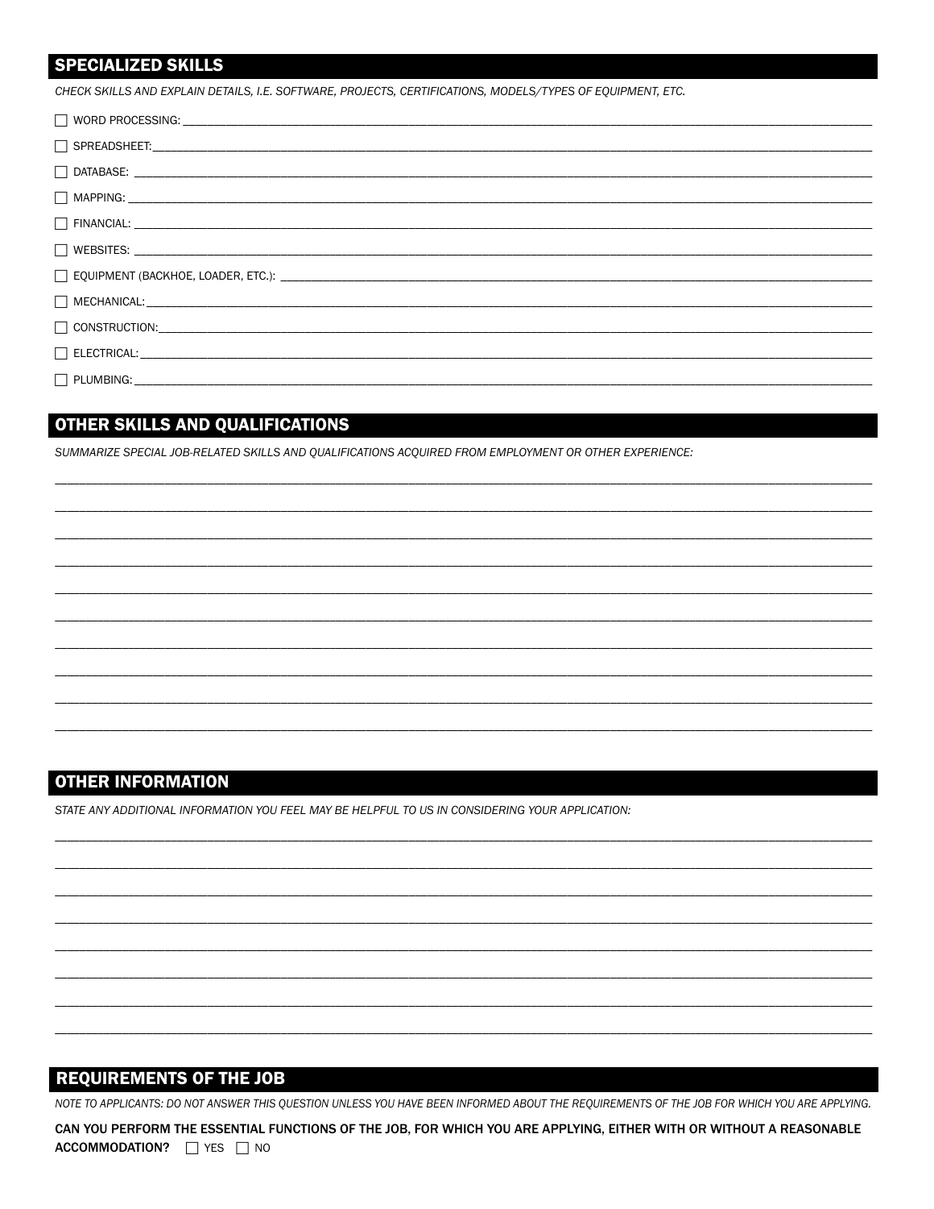## SPECIALIZED SKILLS

*CHECK SKILLS AND EXPLAIN DETAILS, I.E. SOFTWARE, PROJECTS, CERTIFICATIONS, MODELS/TYPES OF EQUIPMENT, ETC.*

- ☐ WORD PROCESSING: ______________________________
- ☐ SPREADSHEET: ______________________________
- ☐ DATABASE: ______________________________
- ☐ MAPPING: ______________________________
- ☐ FINANCIAL: ______________________________
- ☐ WEBSITES: ______________________________
- ☐ EQUIPMENT (BACKHOE, LOADER, ETC.): ______________________________
- ☐ MECHANICAL: ______________________________
- ☐ CONSTRUCTION: ______________________________
- ☐ ELECTRICAL: ______________________________
- ☐ PLUMBING: ______________________________

## OTHER SKILLS AND QUALIFICATIONS

*SUMMARIZE SPECIAL JOB-RELATED SKILLS AND QUALIFICATIONS ACQUIRED FROM EMPLOYMENT OR OTHER EXPERIENCE:*

______________________________

______________________________

______________________________

______________________________

______________________________

______________________________

______________________________

______________________________

______________________________

______________________________

## OTHER INFORMATION

*STATE ANY ADDITIONAL INFORMATION YOU FEEL MAY BE HELPFUL TO US IN CONSIDERING YOUR APPLICATION:*

______________________________

______________________________

______________________________

______________________________

______________________________

______________________________

______________________________

______________________________

## REQUIREMENTS OF THE JOB

*NOTE TO APPLICANTS: DO NOT ANSWER THIS QUESTION UNLESS YOU HAVE BEEN INFORMED ABOUT THE REQUIREMENTS OF THE JOB FOR WHICH YOU ARE APPLYING.*

**CAN YOU PERFORM THE ESSENTIAL FUNCTIONS OF THE JOB, FOR WHICH YOU ARE APPLYING, EITHER WITH OR WITHOUT A REASONABLE ACCOMMODATION?** ☐ YES ☐ NO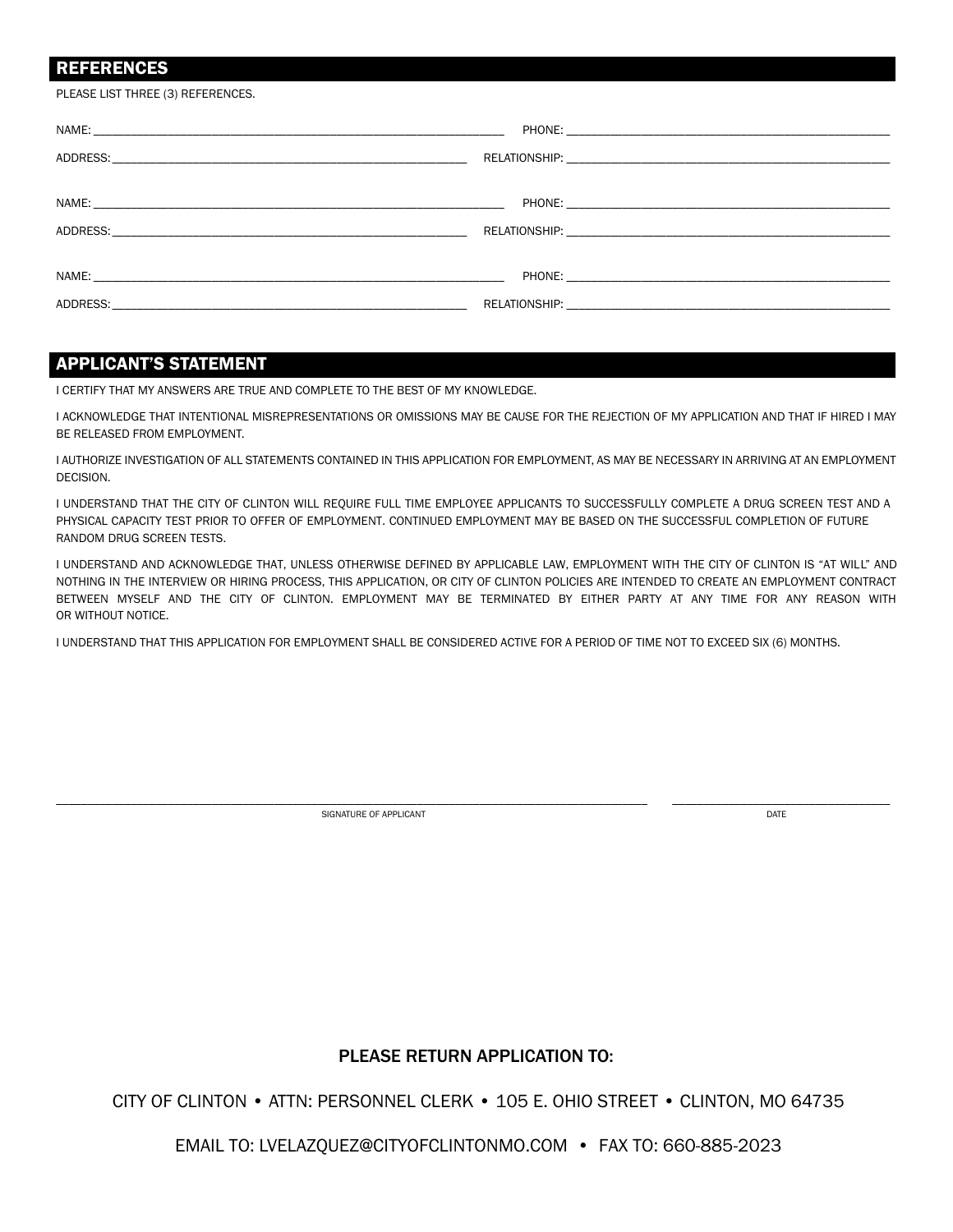## REFERENCES

PLEASE LIST THREE (3) REFERENCES.

NAME: ______________________________ PHONE: ______________________________

ADDRESS: ______________________________ RELATIONSHIP: ______________________________

NAME: ______________________________ PHONE: ______________________________

ADDRESS: ______________________________ RELATIONSHIP: ______________________________

NAME: ______________________________ PHONE: ______________________________

ADDRESS: ______________________________ RELATIONSHIP: ______________________________

## APPLICANT'S STATEMENT

I CERTIFY THAT MY ANSWERS ARE TRUE AND COMPLETE TO THE BEST OF MY KNOWLEDGE.

I ACKNOWLEDGE THAT INTENTIONAL MISREPRESENTATIONS OR OMISSIONS MAY BE CAUSE FOR THE REJECTION OF MY APPLICATION AND THAT IF HIRED I MAY BE RELEASED FROM EMPLOYMENT.

I AUTHORIZE INVESTIGATION OF ALL STATEMENTS CONTAINED IN THIS APPLICATION FOR EMPLOYMENT, AS MAY BE NECESSARY IN ARRIVING AT AN EMPLOYMENT DECISION.

I UNDERSTAND THAT THE CITY OF CLINTON WILL REQUIRE FULL TIME EMPLOYEE APPLICANTS TO SUCCESSFULLY COMPLETE A DRUG SCREEN TEST AND A PHYSICAL CAPACITY TEST PRIOR TO OFFER OF EMPLOYMENT. CONTINUED EMPLOYMENT MAY BE BASED ON THE SUCCESSFUL COMPLETION OF FUTURE RANDOM DRUG SCREEN TESTS.

I UNDERSTAND AND ACKNOWLEDGE THAT, UNLESS OTHERWISE DEFINED BY APPLICABLE LAW, EMPLOYMENT WITH THE CITY OF CLINTON IS "AT WILL" AND NOTHING IN THE INTERVIEW OR HIRING PROCESS, THIS APPLICATION, OR CITY OF CLINTON POLICIES ARE INTENDED TO CREATE AN EMPLOYMENT CONTRACT BETWEEN MYSELF AND THE CITY OF CLINTON. EMPLOYMENT MAY BE TERMINATED BY EITHER PARTY AT ANY TIME FOR ANY REASON WITH OR WITHOUT NOTICE.

I UNDERSTAND THAT THIS APPLICATION FOR EMPLOYMENT SHALL BE CONSIDERED ACTIVE FOR A PERIOD OF TIME NOT TO EXCEED SIX (6) MONTHS.

______________________________________________ ______________________

SIGNATURE OF APPLICANT DATE

### PLEASE RETURN APPLICATION TO:

CITY OF CLINTON • ATTN: PERSONNEL CLERK • 105 E. OHIO STREET • CLINTON, MO 64735

EMAIL TO: LVELAZQUEZ@CITYOFCLINTONMO.COM • FAX TO: 660-885-2023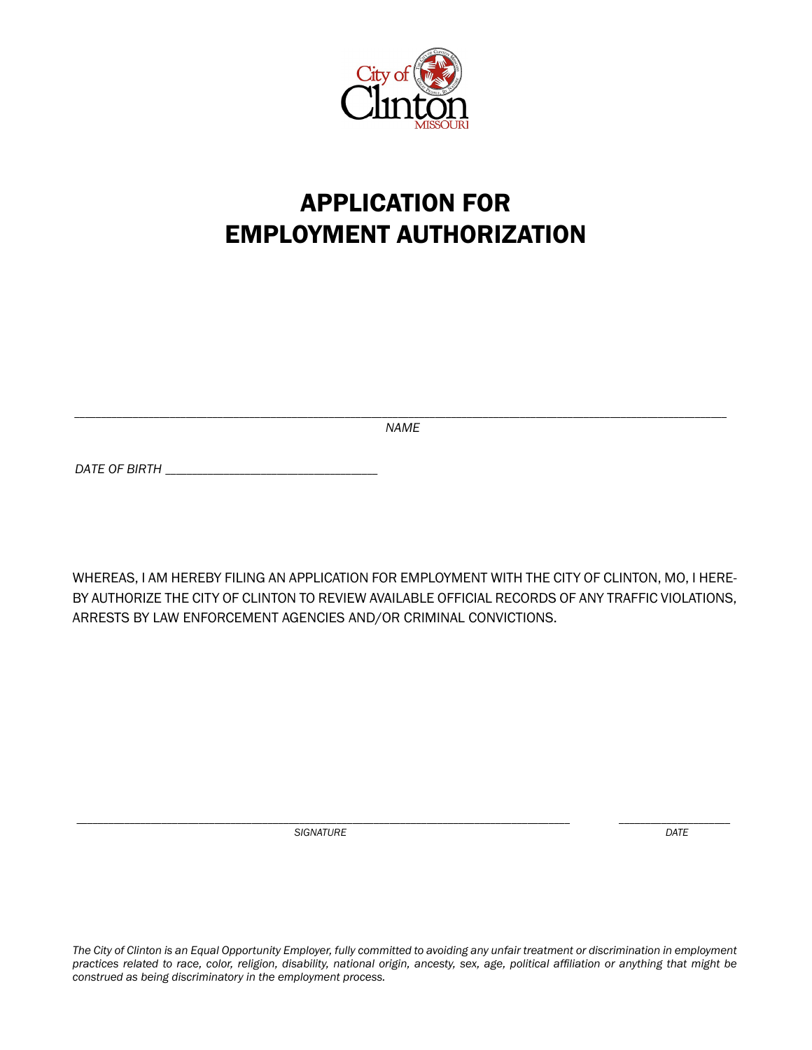City of Clinton MISSOURI

# APPLICATION FOR EMPLOYMENT AUTHORIZATION

\_\_\_\_\_\_\_\_\_\_\_\_\_\_\_\_\_\_\_\_\_\_\_\_\_\_\_\_\_\_\_\_\_\_\_\_\_\_\_\_\_\_\_\_\_\_\_\_\_\_\_\_\_\_\_\_\_\_\_\_\_\_\_\_\_\_\_\_\_\_\_\_\_\_\_\_\_\_

*NAME*

*DATE OF BIRTH* \_\_\_\_\_\_\_\_\_\_\_\_\_\_\_\_\_\_\_\_\_\_\_\_\_\_\_\_\_\_

WHEREAS, I AM HEREBY FILING AN APPLICATION FOR EMPLOYMENT WITH THE CITY OF CLINTON, MO, I HEREBY AUTHORIZE THE CITY OF CLINTON TO REVIEW AVAILABLE OFFICIAL RECORDS OF ANY TRAFFIC VIOLATIONS, ARRESTS BY LAW ENFORCEMENT AGENCIES AND/OR CRIMINAL CONVICTIONS.

\_\_\_\_\_\_\_\_\_\_\_\_\_\_\_\_\_\_\_\_\_\_\_\_\_\_\_\_\_\_\_\_\_\_\_\_\_\_\_\_\_\_\_\_\_\_\_\_\_\_\_\_\_\_\_\_\_\_\_\_ \_\_\_\_\_\_\_\_\_\_\_\_\_\_\_\_\_\_

*SIGNATURE* *DATE*

*The City of Clinton is an Equal Opportunity Employer, fully committed to avoiding any unfair treatment or discrimination in employment practices related to race, color, religion, disability, national origin, ancesty, sex, age, political affiliation or anything that might be construed as being discriminatory in the employment process.*